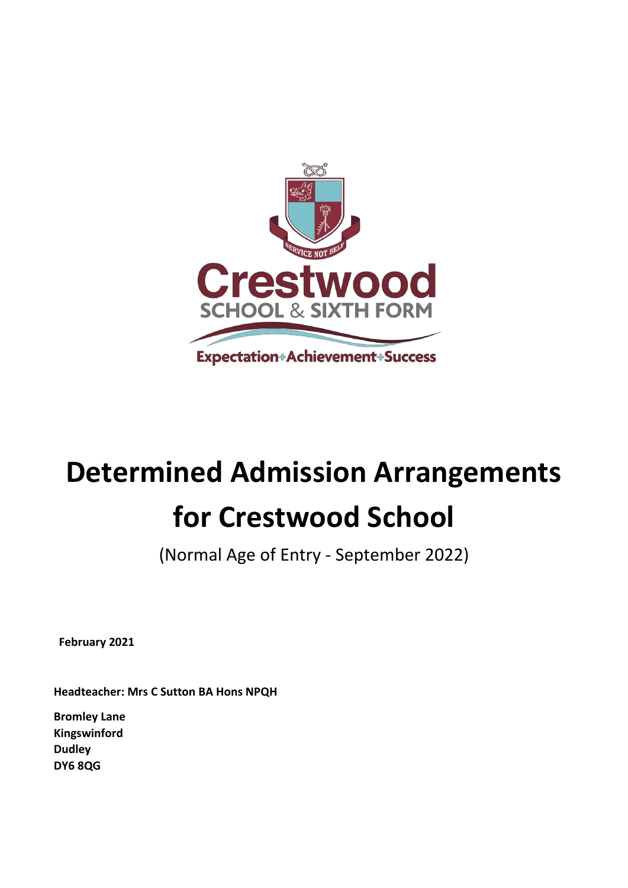Crestwood

SCHOOL & SIXTH FORM

Expectation+Achievement+Success

# Determined Admission Arrangements for Crestwood School

(Normal Age of Entry - September 2022)

**February 2021**

**Headteacher: Mrs C Sutton BA Hons NPQH**

**Bromley Lane**
**Kingswinford**
**Dudley**
**DY6 8QG**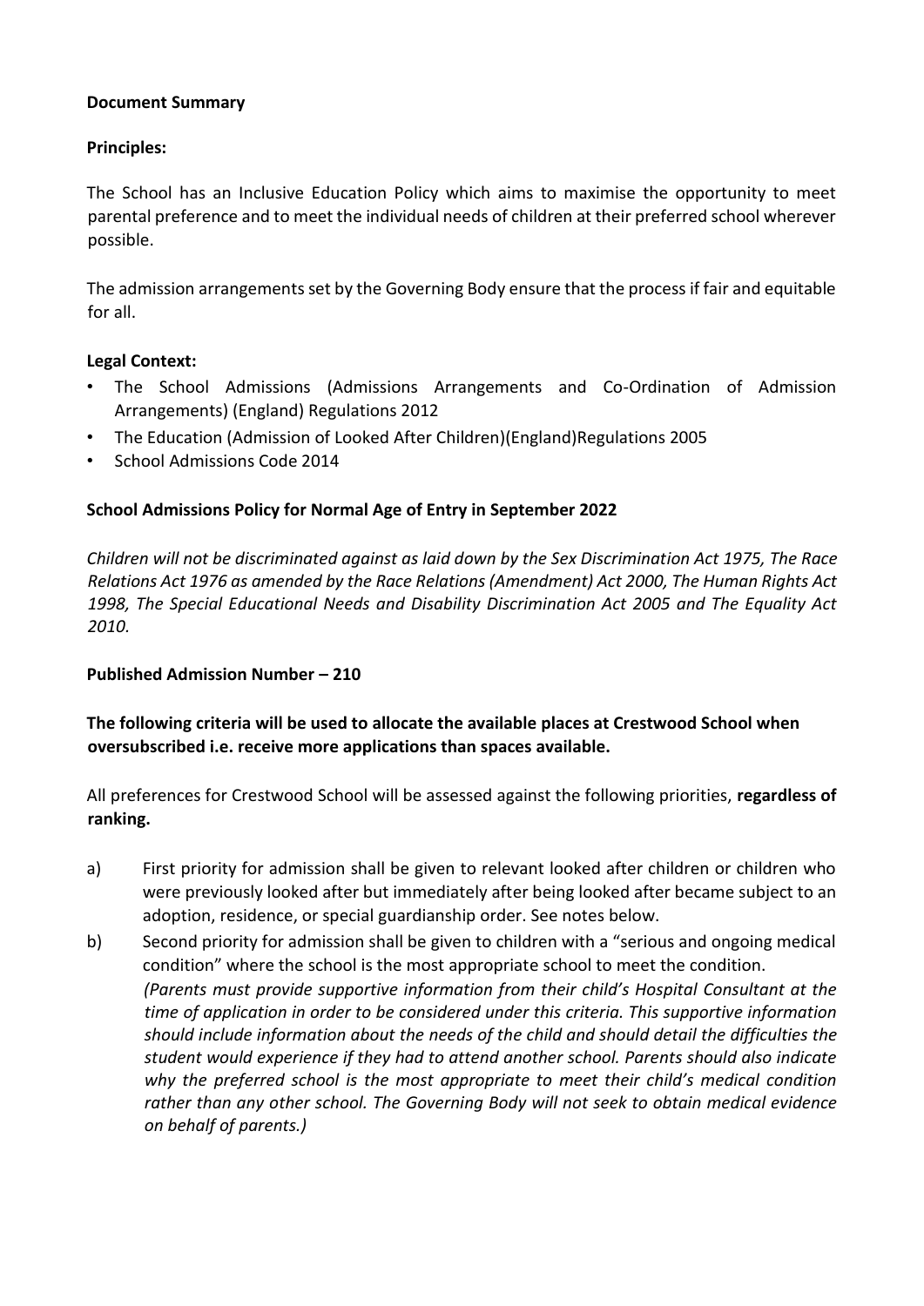**Document Summary**

**Principles:**

The School has an Inclusive Education Policy which aims to maximise the opportunity to meet parental preference and to meet the individual needs of children at their preferred school wherever possible.

The admission arrangements set by the Governing Body ensure that the process if fair and equitable for all.

**Legal Context:**

- The School Admissions (Admissions Arrangements and Co-Ordination of Admission Arrangements) (England) Regulations 2012
- The Education (Admission of Looked After Children)(England)Regulations 2005
- School Admissions Code 2014

**School Admissions Policy for Normal Age of Entry in September 2022**

*Children will not be discriminated against as laid down by the Sex Discrimination Act 1975, The Race Relations Act 1976 as amended by the Race Relations (Amendment) Act 2000, The Human Rights Act 1998, The Special Educational Needs and Disability Discrimination Act 2005 and The Equality Act 2010.*

**Published Admission Number – 210**

**The following criteria will be used to allocate the available places at Crestwood School when oversubscribed i.e. receive more applications than spaces available.**

All preferences for Crestwood School will be assessed against the following priorities, **regardless of ranking.**

a) First priority for admission shall be given to relevant looked after children or children who were previously looked after but immediately after being looked after became subject to an adoption, residence, or special guardianship order. See notes below.

b) Second priority for admission shall be given to children with a "serious and ongoing medical condition" where the school is the most appropriate school to meet the condition.
*(Parents must provide supportive information from their child's Hospital Consultant at the time of application in order to be considered under this criteria. This supportive information should include information about the needs of the child and should detail the difficulties the student would experience if they had to attend another school. Parents should also indicate why the preferred school is the most appropriate to meet their child's medical condition rather than any other school. The Governing Body will not seek to obtain medical evidence on behalf of parents.)*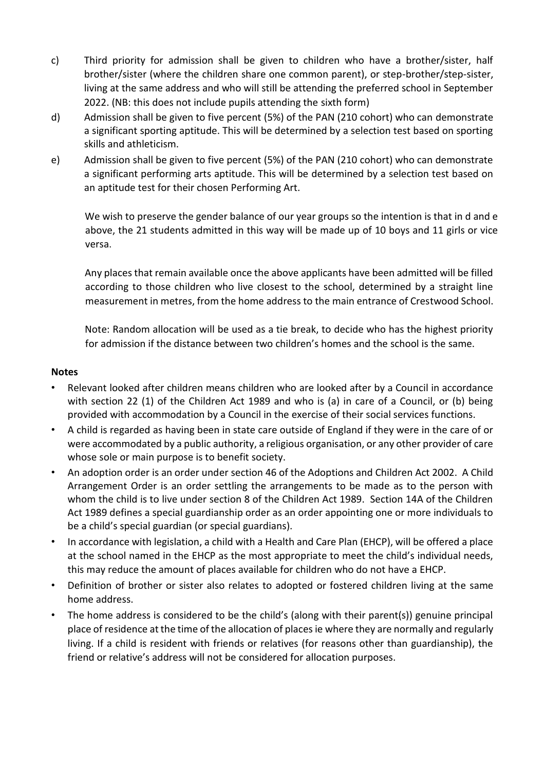c) Third priority for admission shall be given to children who have a brother/sister, half brother/sister (where the children share one common parent), or step-brother/step-sister, living at the same address and who will still be attending the preferred school in September 2022. (NB: this does not include pupils attending the sixth form)

d) Admission shall be given to five percent (5%) of the PAN (210 cohort) who can demonstrate a significant sporting aptitude. This will be determined by a selection test based on sporting skills and athleticism.

e) Admission shall be given to five percent (5%) of the PAN (210 cohort) who can demonstrate a significant performing arts aptitude. This will be determined by a selection test based on an aptitude test for their chosen Performing Art.

We wish to preserve the gender balance of our year groups so the intention is that in d and e above, the 21 students admitted in this way will be made up of 10 boys and 11 girls or vice versa.

Any places that remain available once the above applicants have been admitted will be filled according to those children who live closest to the school, determined by a straight line measurement in metres, from the home address to the main entrance of Crestwood School.

Note: Random allocation will be used as a tie break, to decide who has the highest priority for admission if the distance between two children's homes and the school is the same.

**Notes**

- Relevant looked after children means children who are looked after by a Council in accordance with section 22 (1) of the Children Act 1989 and who is (a) in care of a Council, or (b) being provided with accommodation by a Council in the exercise of their social services functions.
- A child is regarded as having been in state care outside of England if they were in the care of or were accommodated by a public authority, a religious organisation, or any other provider of care whose sole or main purpose is to benefit society.
- An adoption order is an order under section 46 of the Adoptions and Children Act 2002. A Child Arrangement Order is an order settling the arrangements to be made as to the person with whom the child is to live under section 8 of the Children Act 1989. Section 14A of the Children Act 1989 defines a special guardianship order as an order appointing one or more individuals to be a child's special guardian (or special guardians).
- In accordance with legislation, a child with a Health and Care Plan (EHCP), will be offered a place at the school named in the EHCP as the most appropriate to meet the child's individual needs, this may reduce the amount of places available for children who do not have a EHCP.
- Definition of brother or sister also relates to adopted or fostered children living at the same home address.
- The home address is considered to be the child's (along with their parent(s)) genuine principal place of residence at the time of the allocation of places ie where they are normally and regularly living. If a child is resident with friends or relatives (for reasons other than guardianship), the friend or relative's address will not be considered for allocation purposes.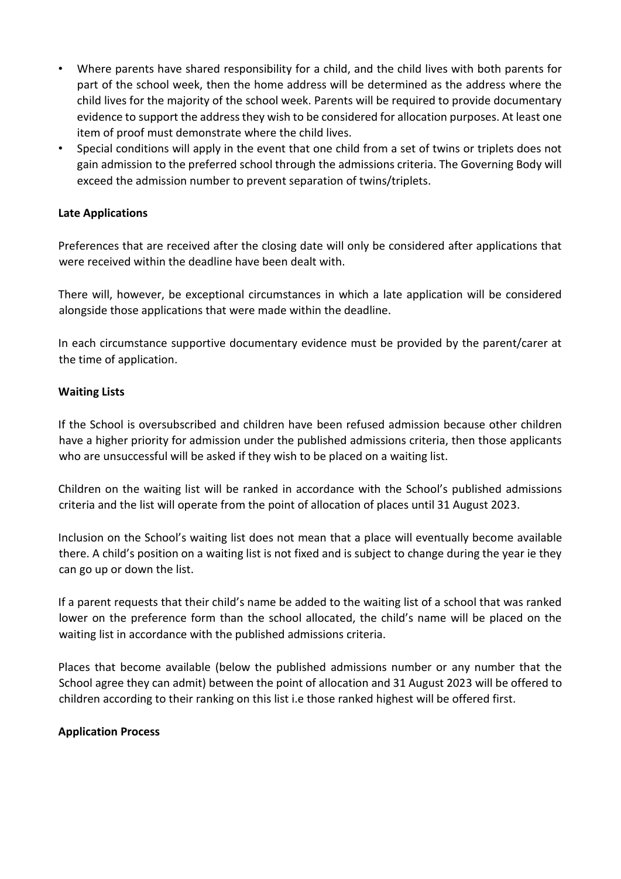- Where parents have shared responsibility for a child, and the child lives with both parents for part of the school week, then the home address will be determined as the address where the child lives for the majority of the school week. Parents will be required to provide documentary evidence to support the address they wish to be considered for allocation purposes. At least one item of proof must demonstrate where the child lives.
- Special conditions will apply in the event that one child from a set of twins or triplets does not gain admission to the preferred school through the admissions criteria. The Governing Body will exceed the admission number to prevent separation of twins/triplets.

**Late Applications**

Preferences that are received after the closing date will only be considered after applications that were received within the deadline have been dealt with.

There will, however, be exceptional circumstances in which a late application will be considered alongside those applications that were made within the deadline.

In each circumstance supportive documentary evidence must be provided by the parent/carer at the time of application.

**Waiting Lists**

If the School is oversubscribed and children have been refused admission because other children have a higher priority for admission under the published admissions criteria, then those applicants who are unsuccessful will be asked if they wish to be placed on a waiting list.

Children on the waiting list will be ranked in accordance with the School's published admissions criteria and the list will operate from the point of allocation of places until 31 August 2023.

Inclusion on the School's waiting list does not mean that a place will eventually become available there. A child's position on a waiting list is not fixed and is subject to change during the year ie they can go up or down the list.

If a parent requests that their child's name be added to the waiting list of a school that was ranked lower on the preference form than the school allocated, the child's name will be placed on the waiting list in accordance with the published admissions criteria.

Places that become available (below the published admissions number or any number that the School agree they can admit) between the point of allocation and 31 August 2023 will be offered to children according to their ranking on this list i.e those ranked highest will be offered first.

**Application Process**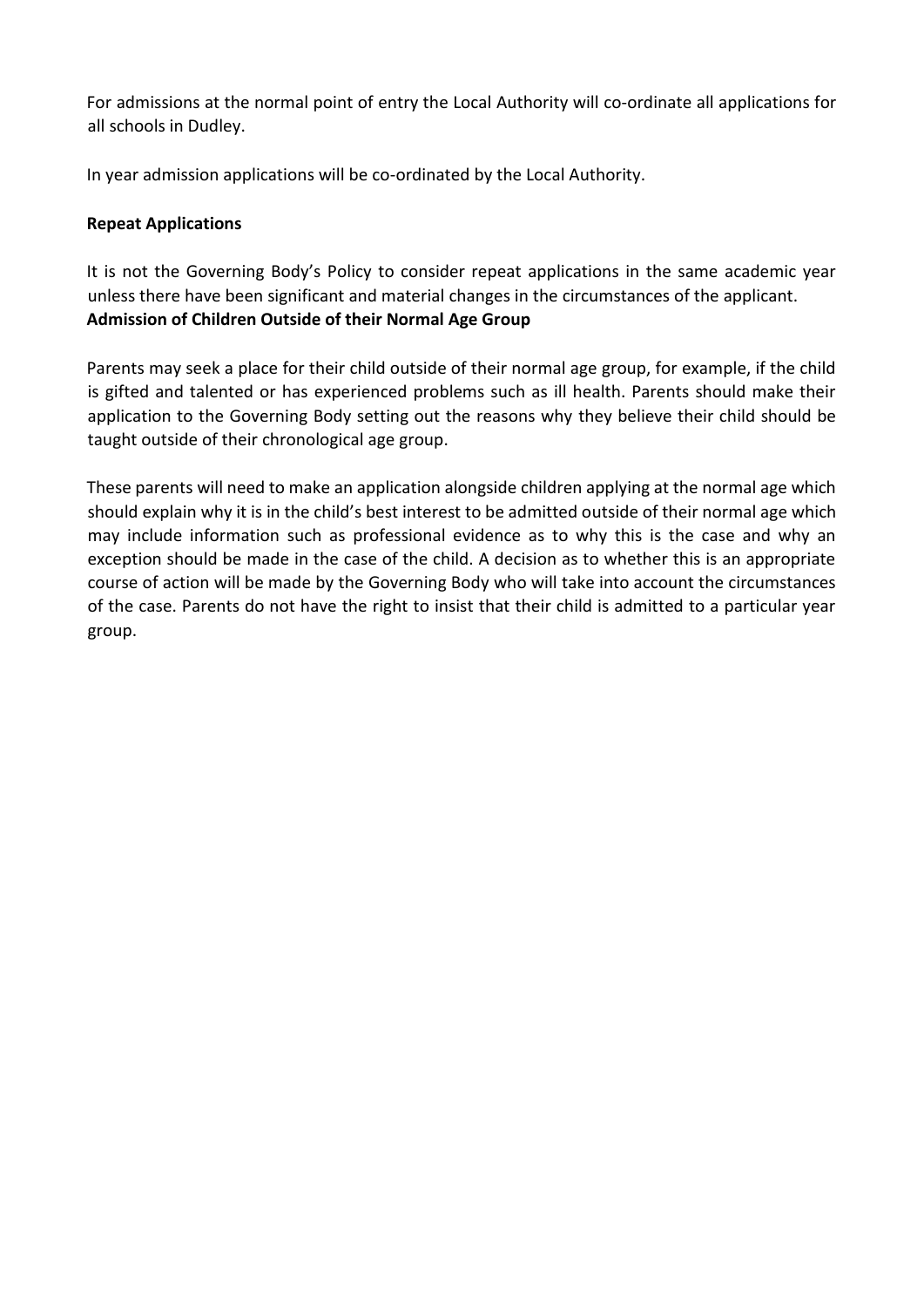For admissions at the normal point of entry the Local Authority will co-ordinate all applications for all schools in Dudley.

In year admission applications will be co-ordinated by the Local Authority.

**Repeat Applications**

It is not the Governing Body's Policy to consider repeat applications in the same academic year unless there have been significant and material changes in the circumstances of the applicant.

**Admission of Children Outside of their Normal Age Group**

Parents may seek a place for their child outside of their normal age group, for example, if the child is gifted and talented or has experienced problems such as ill health. Parents should make their application to the Governing Body setting out the reasons why they believe their child should be taught outside of their chronological age group.

These parents will need to make an application alongside children applying at the normal age which should explain why it is in the child's best interest to be admitted outside of their normal age which may include information such as professional evidence as to why this is the case and why an exception should be made in the case of the child. A decision as to whether this is an appropriate course of action will be made by the Governing Body who will take into account the circumstances of the case. Parents do not have the right to insist that their child is admitted to a particular year group.